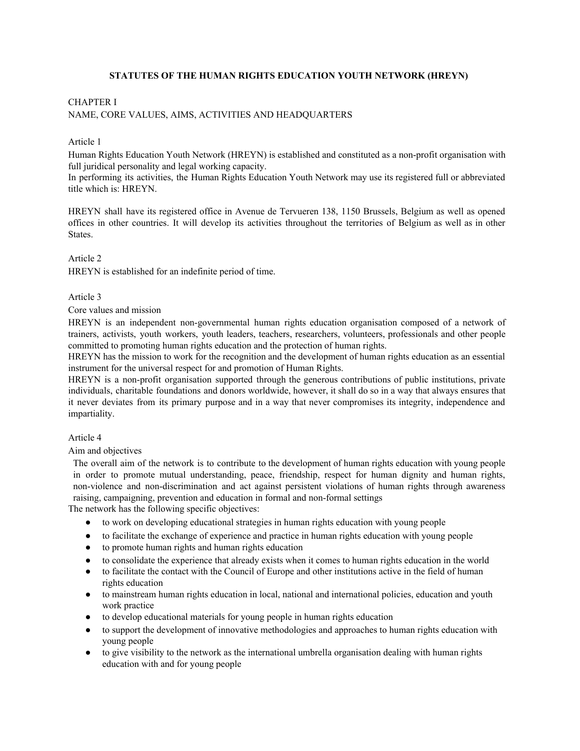# STATUTES OF THE HUMAN RIGHTS EDUCATION YOUTH NETWORK (HREYN)

## CHAPTER I
## NAME, CORE VALUES, AIMS, ACTIVITIES AND HEADQUARTERS

### Article 1

Human Rights Education Youth Network (HREYN) is established and constituted as a non-profit organisation with full juridical personality and legal working capacity.
In performing its activities, the Human Rights Education Youth Network may use its registered full or abbreviated title which is: HREYN.

HREYN shall have its registered office in Avenue de Tervueren 138, 1150 Brussels, Belgium as well as opened offices in other countries. It will develop its activities throughout the territories of Belgium as well as in other States.

### Article 2

HREYN is established for an indefinite period of time.

### Article 3

Core values and mission

HREYN is an independent non-governmental human rights education organisation composed of a network of trainers, activists, youth workers, youth leaders, teachers, researchers, volunteers, professionals and other people committed to promoting human rights education and the protection of human rights.
HREYN has the mission to work for the recognition and the development of human rights education as an essential instrument for the universal respect for and promotion of Human Rights.
HREYN is a non-profit organisation supported through the generous contributions of public institutions, private individuals, charitable foundations and donors worldwide, however, it shall do so in a way that always ensures that it never deviates from its primary purpose and in a way that never compromises its integrity, independence and impartiality.

### Article 4

Aim and objectives

The overall aim of the network is to contribute to the development of human rights education with young people in order to promote mutual understanding, peace, friendship, respect for human dignity and human rights, non-violence and non-discrimination and act against persistent violations of human rights through awareness raising, campaigning, prevention and education in formal and non-formal settings

The network has the following specific objectives:

- to work on developing educational strategies in human rights education with young people
- to facilitate the exchange of experience and practice in human rights education with young people
- to promote human rights and human rights education
- to consolidate the experience that already exists when it comes to human rights education in the world
- to facilitate the contact with the Council of Europe and other institutions active in the field of human rights education
- to mainstream human rights education in local, national and international policies, education and youth work practice
- to develop educational materials for young people in human rights education
- to support the development of innovative methodologies and approaches to human rights education with young people
- to give visibility to the network as the international umbrella organisation dealing with human rights education with and for young people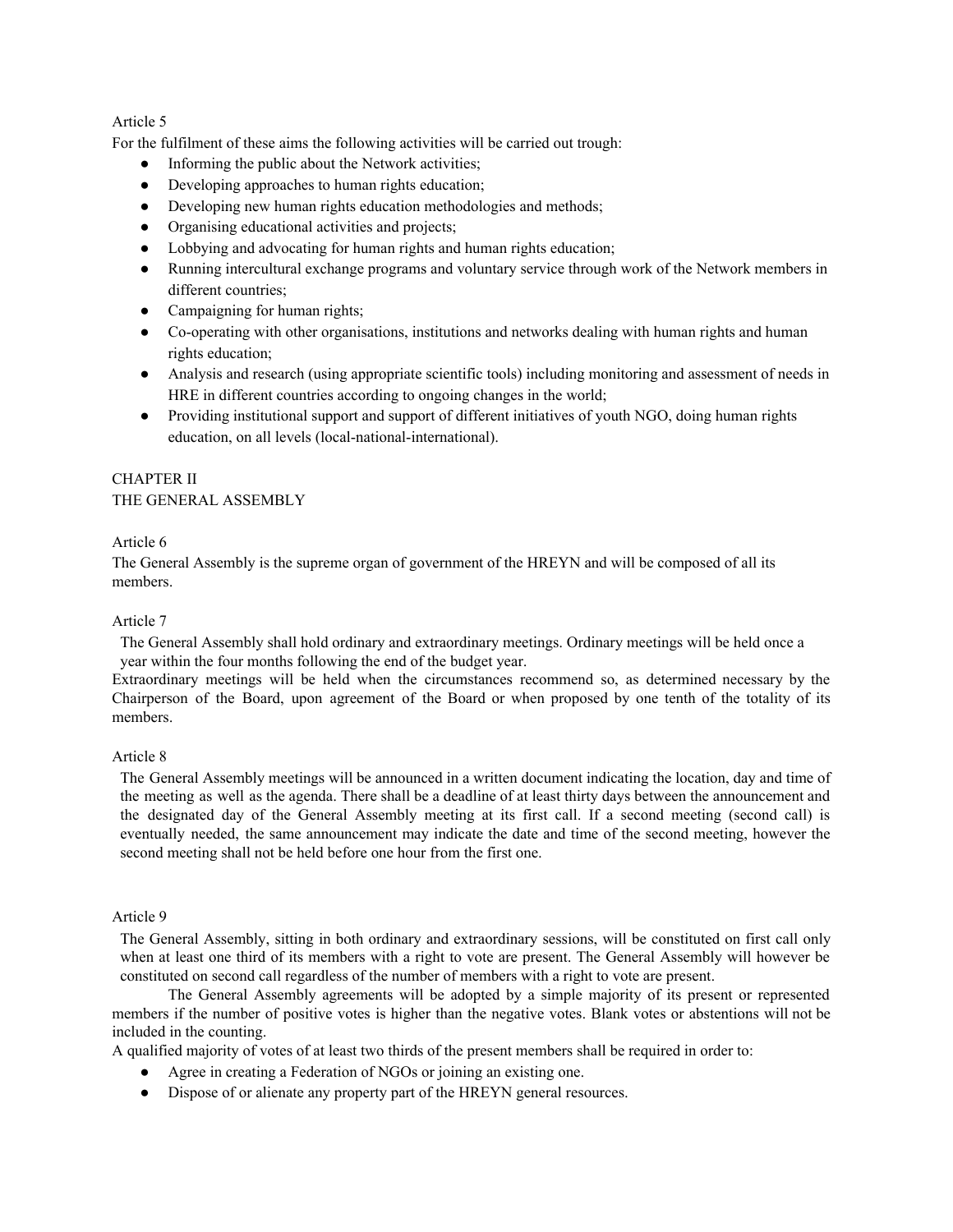Article 5

For the fulfilment of these aims the following activities will be carried out trough:

- Informing the public about the Network activities;
- Developing approaches to human rights education;
- Developing new human rights education methodologies and methods;
- Organising educational activities and projects;
- Lobbying and advocating for human rights and human rights education;
- Running intercultural exchange programs and voluntary service through work of the Network members in different countries;
- Campaigning for human rights;
- Co-operating with other organisations, institutions and networks dealing with human rights and human rights education;
- Analysis and research (using appropriate scientific tools) including monitoring and assessment of needs in HRE in different countries according to ongoing changes in the world;
- Providing institutional support and support of different initiatives of youth NGO, doing human rights education, on all levels (local-national-international).

## CHAPTER II
## THE GENERAL ASSEMBLY

Article 6

The General Assembly is the supreme organ of government of the HREYN and will be composed of all its members.

Article 7

The General Assembly shall hold ordinary and extraordinary meetings. Ordinary meetings will be held once a year within the four months following the end of the budget year.

Extraordinary meetings will be held when the circumstances recommend so, as determined necessary by the Chairperson of the Board, upon agreement of the Board or when proposed by one tenth of the totality of its members.

Article 8

The General Assembly meetings will be announced in a written document indicating the location, day and time of the meeting as well as the agenda. There shall be a deadline of at least thirty days between the announcement and the designated day of the General Assembly meeting at its first call. If a second meeting (second call) is eventually needed, the same announcement may indicate the date and time of the second meeting, however the second meeting shall not be held before one hour from the first one.

Article 9

The General Assembly, sitting in both ordinary and extraordinary sessions, will be constituted on first call only when at least one third of its members with a right to vote are present. The General Assembly will however be constituted on second call regardless of the number of members with a right to vote are present.

The General Assembly agreements will be adopted by a simple majority of its present or represented members if the number of positive votes is higher than the negative votes. Blank votes or abstentions will not be included in the counting.

A qualified majority of votes of at least two thirds of the present members shall be required in order to:

- Agree in creating a Federation of NGOs or joining an existing one.
- Dispose of or alienate any property part of the HREYN general resources.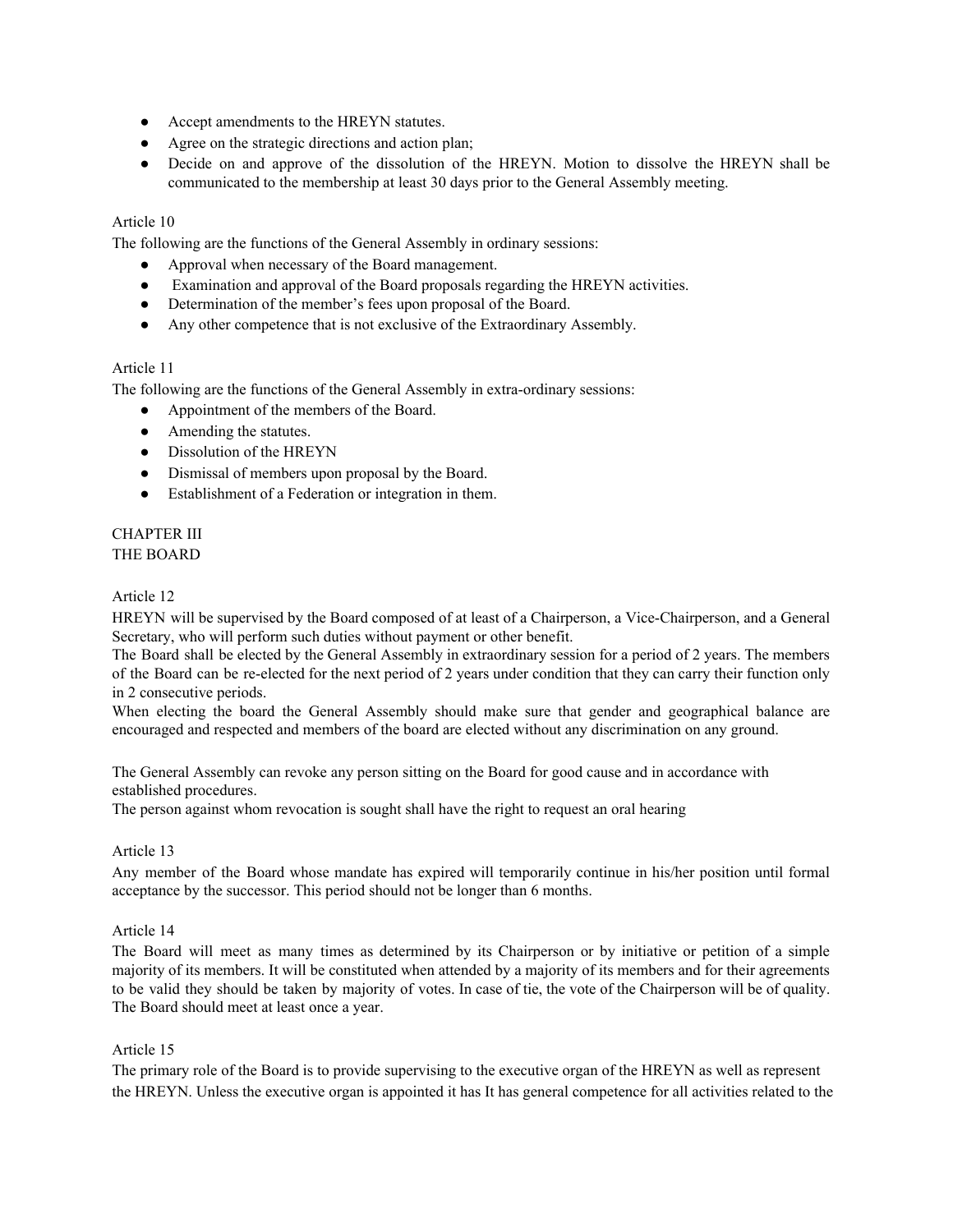- Accept amendments to the HREYN statutes.
- Agree on the strategic directions and action plan;
- Decide on and approve of the dissolution of the HREYN. Motion to dissolve the HREYN shall be communicated to the membership at least 30 days prior to the General Assembly meeting.

Article 10

The following are the functions of the General Assembly in ordinary sessions:

- Approval when necessary of the Board management.
- Examination and approval of the Board proposals regarding the HREYN activities.
- Determination of the member's fees upon proposal of the Board.
- Any other competence that is not exclusive of the Extraordinary Assembly.

Article 11

The following are the functions of the General Assembly in extra-ordinary sessions:

- Appointment of the members of the Board.
- Amending the statutes.
- Dissolution of the HREYN
- Dismissal of members upon proposal by the Board.
- Establishment of a Federation or integration in them.

## CHAPTER III
## THE BOARD

Article 12

HREYN will be supervised by the Board composed of at least of a Chairperson, a Vice-Chairperson, and a General Secretary, who will perform such duties without payment or other benefit.

The Board shall be elected by the General Assembly in extraordinary session for a period of 2 years. The members of the Board can be re-elected for the next period of 2 years under condition that they can carry their function only in 2 consecutive periods.

When electing the board the General Assembly should make sure that gender and geographical balance are encouraged and respected and members of the board are elected without any discrimination on any ground.

The General Assembly can revoke any person sitting on the Board for good cause and in accordance with established procedures.

The person against whom revocation is sought shall have the right to request an oral hearing

Article 13

Any member of the Board whose mandate has expired will temporarily continue in his/her position until formal acceptance by the successor. This period should not be longer than 6 months.

Article 14

The Board will meet as many times as determined by its Chairperson or by initiative or petition of a simple majority of its members. It will be constituted when attended by a majority of its members and for their agreements to be valid they should be taken by majority of votes. In case of tie, the vote of the Chairperson will be of quality. The Board should meet at least once a year.

Article 15

The primary role of the Board is to provide supervising to the executive organ of the HREYN as well as represent the HREYN. Unless the executive organ is appointed it has It has general competence for all activities related to the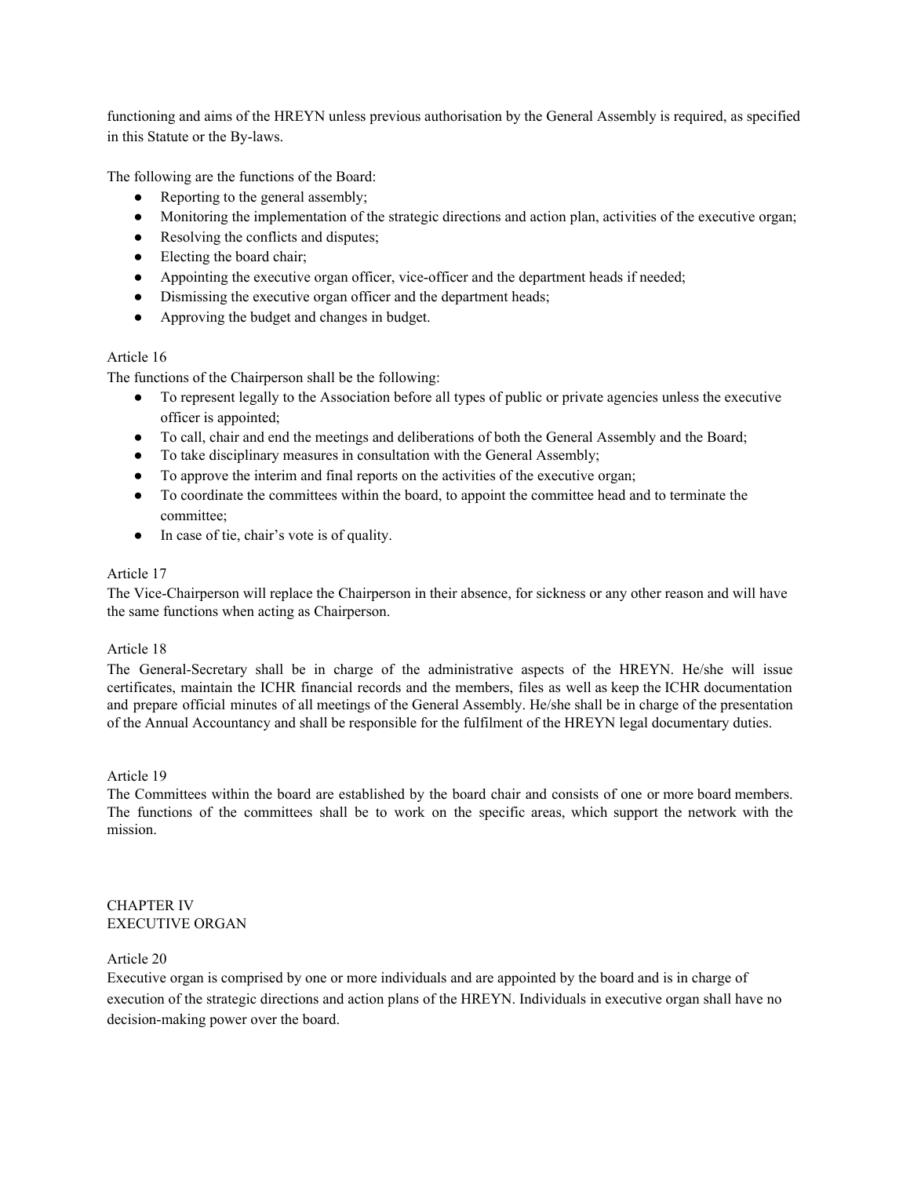functioning and aims of the HREYN unless previous authorisation by the General Assembly is required, as specified in this Statute or the By-laws.

The following are the functions of the Board:

- Reporting to the general assembly;
- Monitoring the implementation of the strategic directions and action plan, activities of the executive organ;
- Resolving the conflicts and disputes;
- Electing the board chair;
- Appointing the executive organ officer, vice-officer and the department heads if needed;
- Dismissing the executive organ officer and the department heads;
- Approving the budget and changes in budget.

Article 16

The functions of the Chairperson shall be the following:

- To represent legally to the Association before all types of public or private agencies unless the executive officer is appointed;
- To call, chair and end the meetings and deliberations of both the General Assembly and the Board;
- To take disciplinary measures in consultation with the General Assembly;
- To approve the interim and final reports on the activities of the executive organ;
- To coordinate the committees within the board, to appoint the committee head and to terminate the committee;
- In case of tie, chair's vote is of quality.

Article 17

The Vice-Chairperson will replace the Chairperson in their absence, for sickness or any other reason and will have the same functions when acting as Chairperson.

Article 18

The General-Secretary shall be in charge of the administrative aspects of the HREYN. He/she will issue certificates, maintain the ICHR financial records and the members, files as well as keep the ICHR documentation and prepare official minutes of all meetings of the General Assembly. He/she shall be in charge of the presentation of the Annual Accountancy and shall be responsible for the fulfilment of the HREYN legal documentary duties.

Article 19

The Committees within the board are established by the board chair and consists of one or more board members. The functions of the committees shall be to work on the specific areas, which support the network with the mission.

## CHAPTER IV
## EXECUTIVE ORGAN

Article 20

Executive organ is comprised by one or more individuals and are appointed by the board and is in charge of execution of the strategic directions and action plans of the HREYN. Individuals in executive organ shall have no decision-making power over the board.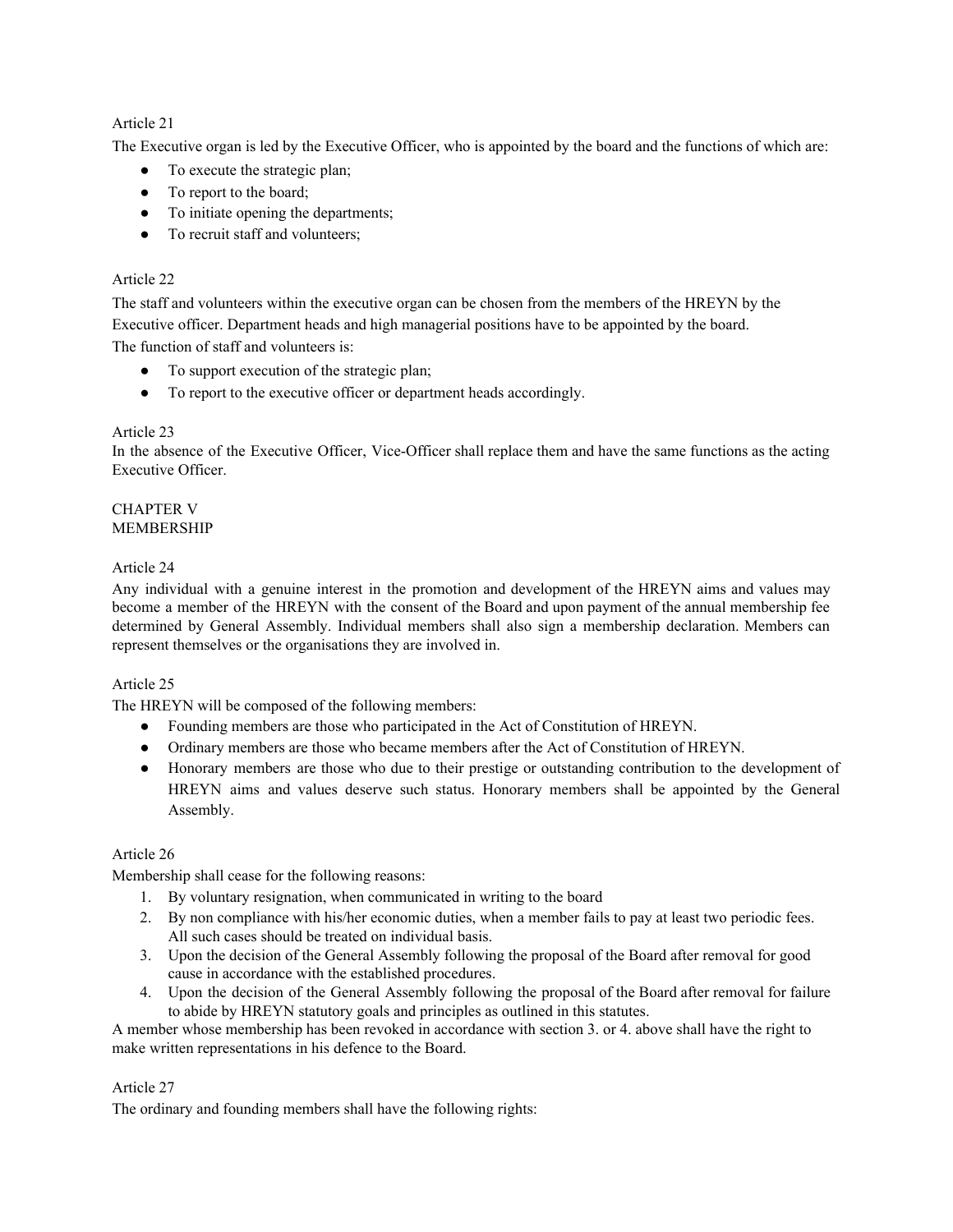Article 21

The Executive organ is led by the Executive Officer, who is appointed by the board and the functions of which are:

- To execute the strategic plan;
- To report to the board;
- To initiate opening the departments;
- To recruit staff and volunteers;

Article 22

The staff and volunteers within the executive organ can be chosen from the members of the HREYN by the Executive officer. Department heads and high managerial positions have to be appointed by the board.

The function of staff and volunteers is:

- To support execution of the strategic plan;
- To report to the executive officer or department heads accordingly.

Article 23

In the absence of the Executive Officer, Vice-Officer shall replace them and have the same functions as the acting Executive Officer.

## CHAPTER V
## MEMBERSHIP

Article 24

Any individual with a genuine interest in the promotion and development of the HREYN aims and values may become a member of the HREYN with the consent of the Board and upon payment of the annual membership fee determined by General Assembly. Individual members shall also sign a membership declaration. Members can represent themselves or the organisations they are involved in.

Article 25

The HREYN will be composed of the following members:

- Founding members are those who participated in the Act of Constitution of HREYN.
- Ordinary members are those who became members after the Act of Constitution of HREYN.
- Honorary members are those who due to their prestige or outstanding contribution to the development of HREYN aims and values deserve such status. Honorary members shall be appointed by the General Assembly.

Article 26

Membership shall cease for the following reasons:

1. By voluntary resignation, when communicated in writing to the board
2. By non compliance with his/her economic duties, when a member fails to pay at least two periodic fees. All such cases should be treated on individual basis.
3. Upon the decision of the General Assembly following the proposal of the Board after removal for good cause in accordance with the established procedures.
4. Upon the decision of the General Assembly following the proposal of the Board after removal for failure to abide by HREYN statutory goals and principles as outlined in this statutes.

A member whose membership has been revoked in accordance with section 3. or 4. above shall have the right to make written representations in his defence to the Board.

Article 27

The ordinary and founding members shall have the following rights: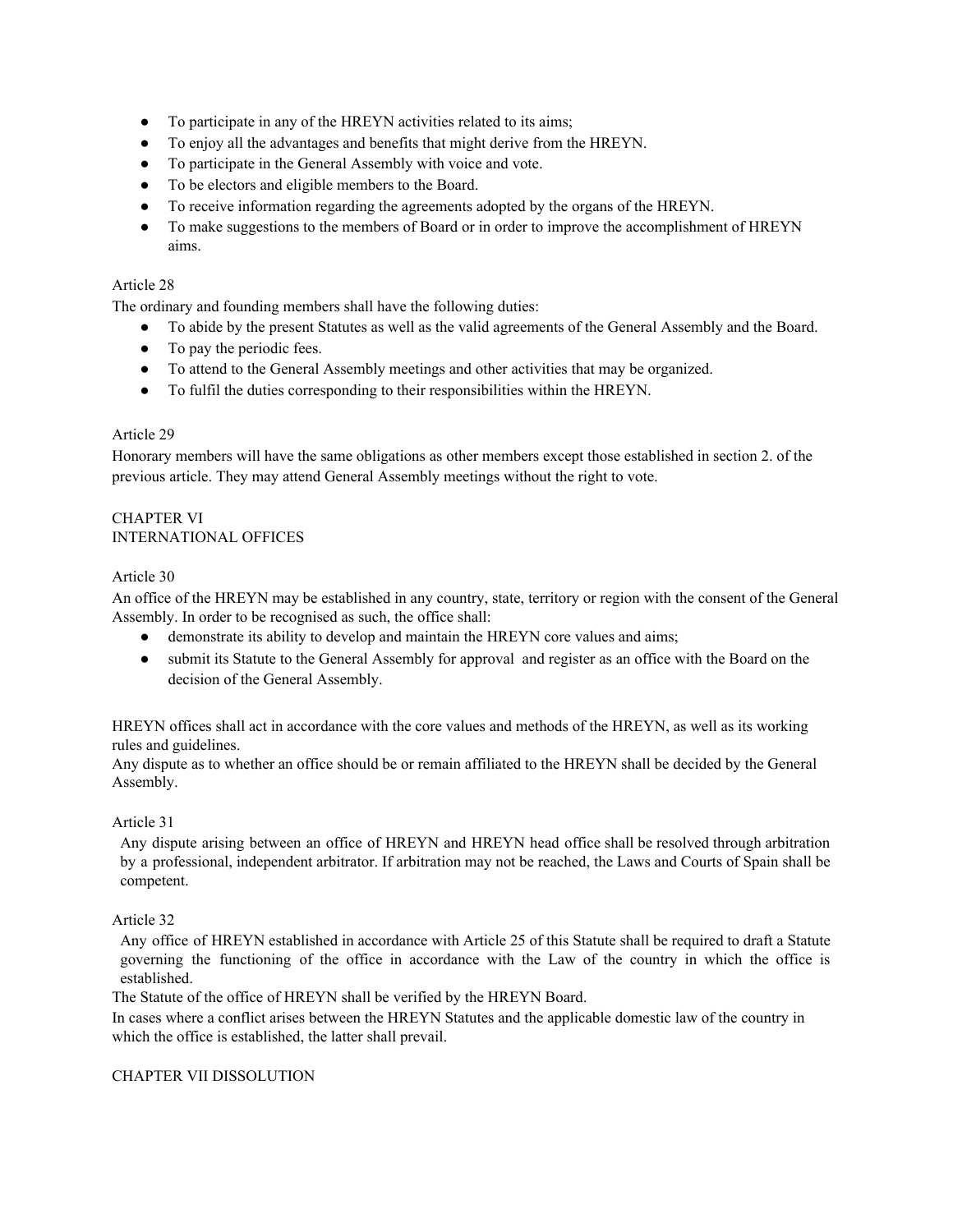- To participate in any of the HREYN activities related to its aims;
- To enjoy all the advantages and benefits that might derive from the HREYN.
- To participate in the General Assembly with voice and vote.
- To be electors and eligible members to the Board.
- To receive information regarding the agreements adopted by the organs of the HREYN.
- To make suggestions to the members of Board or in order to improve the accomplishment of HREYN aims.

Article 28

The ordinary and founding members shall have the following duties:

- To abide by the present Statutes as well as the valid agreements of the General Assembly and the Board.
- To pay the periodic fees.
- To attend to the General Assembly meetings and other activities that may be organized.
- To fulfil the duties corresponding to their responsibilities within the HREYN.

Article 29

Honorary members will have the same obligations as other members except those established in section 2. of the previous article. They may attend General Assembly meetings without the right to vote.

## CHAPTER VI
## INTERNATIONAL OFFICES

Article 30

An office of the HREYN may be established in any country, state, territory or region with the consent of the General Assembly. In order to be recognised as such, the office shall:

- demonstrate its ability to develop and maintain the HREYN core values and aims;
- submit its Statute to the General Assembly for approval and register as an office with the Board on the decision of the General Assembly.

HREYN offices shall act in accordance with the core values and methods of the HREYN, as well as its working rules and guidelines.

Any dispute as to whether an office should be or remain affiliated to the HREYN shall be decided by the General Assembly.

Article 31

Any dispute arising between an office of HREYN and HREYN head office shall be resolved through arbitration by a professional, independent arbitrator. If arbitration may not be reached, the Laws and Courts of Spain shall be competent.

Article 32

Any office of HREYN established in accordance with Article 25 of this Statute shall be required to draft a Statute governing the functioning of the office in accordance with the Law of the country in which the office is established.

The Statute of the office of HREYN shall be verified by the HREYN Board.

In cases where a conflict arises between the HREYN Statutes and the applicable domestic law of the country in which the office is established, the latter shall prevail.

## CHAPTER VII DISSOLUTION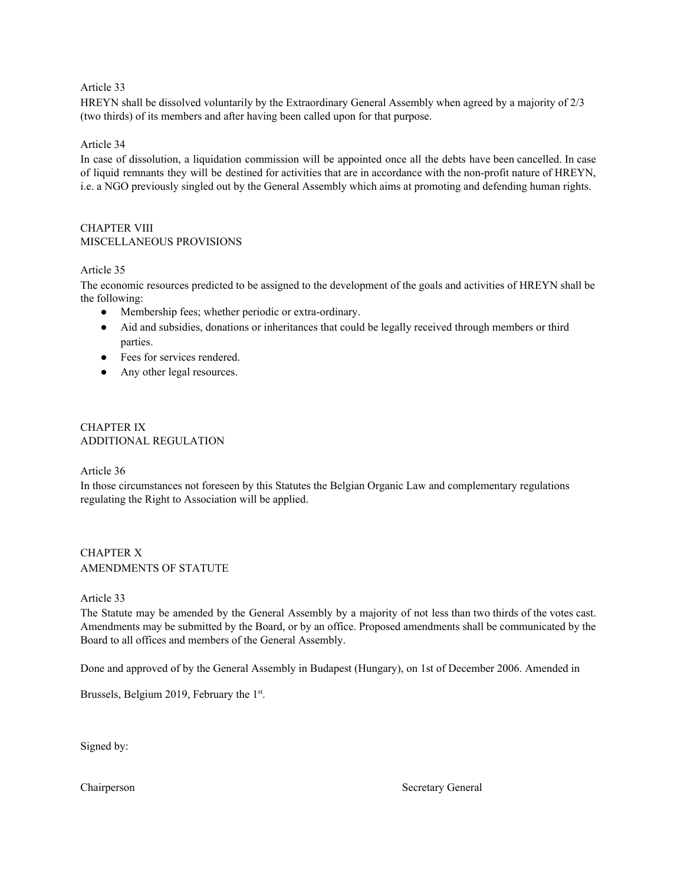Article 33

HREYN shall be dissolved voluntarily by the Extraordinary General Assembly when agreed by a majority of 2/3 (two thirds) of its members and after having been called upon for that purpose.

Article 34

In case of dissolution, a liquidation commission will be appointed once all the debts have been cancelled. In case of liquid remnants they will be destined for activities that are in accordance with the non-profit nature of HREYN, i.e. a NGO previously singled out by the General Assembly which aims at promoting and defending human rights.

## CHAPTER VIII
## MISCELLANEOUS PROVISIONS

Article 35

The economic resources predicted to be assigned to the development of the goals and activities of HREYN shall be the following:

- Membership fees; whether periodic or extra-ordinary.
- Aid and subsidies, donations or inheritances that could be legally received through members or third parties.
- Fees for services rendered.
- Any other legal resources.

## CHAPTER IX
## ADDITIONAL REGULATION

Article 36

In those circumstances not foreseen by this Statutes the Belgian Organic Law and complementary regulations regulating the Right to Association will be applied.

## CHAPTER X
## AMENDMENTS OF STATUTE

Article 33

The Statute may be amended by the General Assembly by a majority of not less than two thirds of the votes cast. Amendments may be submitted by the Board, or by an office. Proposed amendments shall be communicated by the Board to all offices and members of the General Assembly.

Done and approved of by the General Assembly in Budapest (Hungary), on 1st of December 2006. Amended in

Brussels, Belgium 2019, February the 1st.

Signed by:

Chairperson

Secretary General